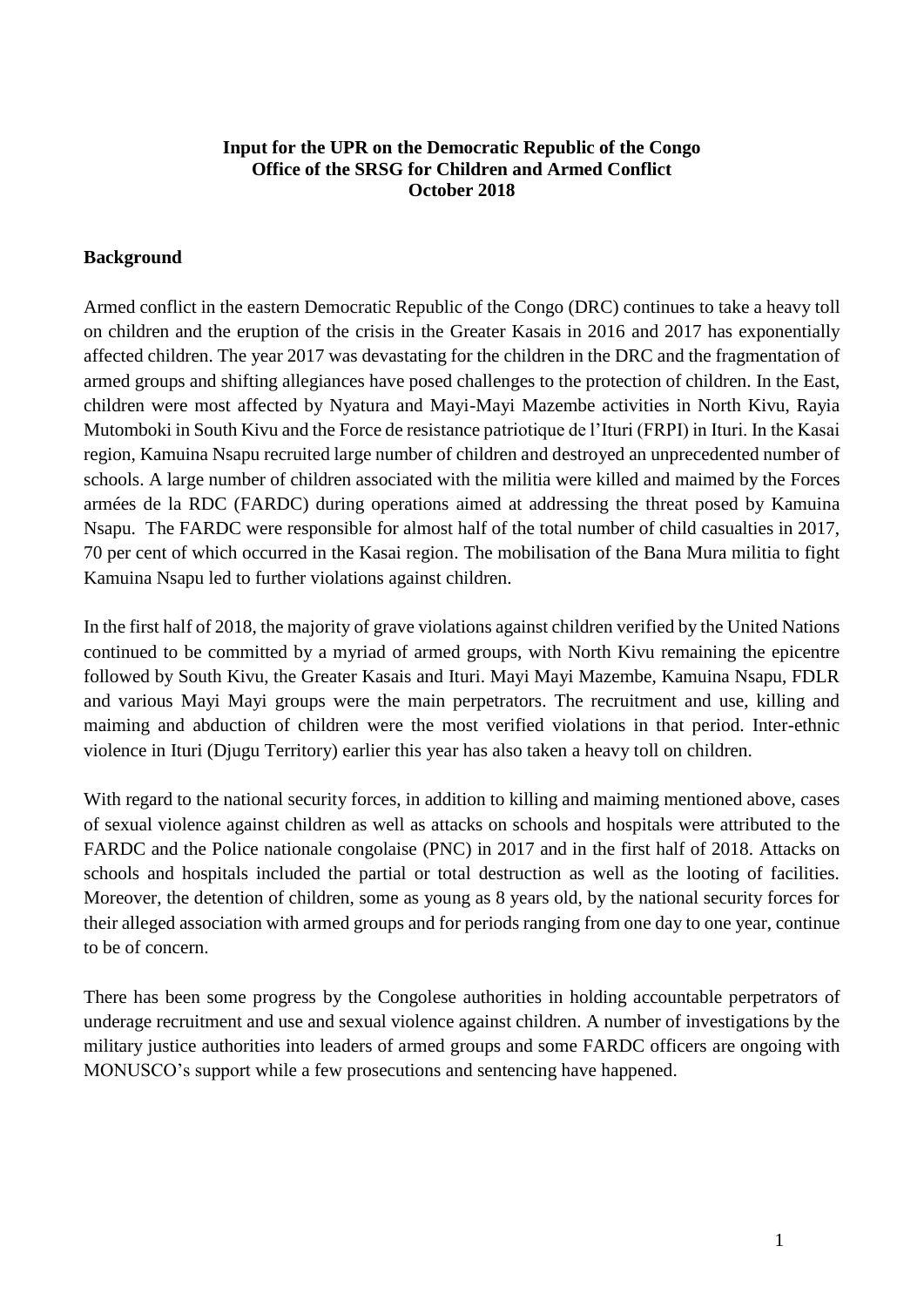**Input for the UPR on the Democratic Republic of the Congo**
**Office of the SRSG for Children and Armed Conflict**
**October 2018**

## Background

Armed conflict in the eastern Democratic Republic of the Congo (DRC) continues to take a heavy toll on children and the eruption of the crisis in the Greater Kasais in 2016 and 2017 has exponentially affected children. The year 2017 was devastating for the children in the DRC and the fragmentation of armed groups and shifting allegiances have posed challenges to the protection of children. In the East, children were most affected by Nyatura and Mayi-Mayi Mazembe activities in North Kivu, Rayia Mutomboki in South Kivu and the Force de resistance patriotique de l'Ituri (FRPI) in Ituri. In the Kasai region, Kamuina Nsapu recruited large number of children and destroyed an unprecedented number of schools. A large number of children associated with the militia were killed and maimed by the Forces armées de la RDC (FARDC) during operations aimed at addressing the threat posed by Kamuina Nsapu. The FARDC were responsible for almost half of the total number of child casualties in 2017, 70 per cent of which occurred in the Kasai region. The mobilisation of the Bana Mura militia to fight Kamuina Nsapu led to further violations against children.

In the first half of 2018, the majority of grave violations against children verified by the United Nations continued to be committed by a myriad of armed groups, with North Kivu remaining the epicentre followed by South Kivu, the Greater Kasais and Ituri. Mayi Mayi Mazembe, Kamuina Nsapu, FDLR and various Mayi Mayi groups were the main perpetrators. The recruitment and use, killing and maiming and abduction of children were the most verified violations in that period. Inter-ethnic violence in Ituri (Djugu Territory) earlier this year has also taken a heavy toll on children.

With regard to the national security forces, in addition to killing and maiming mentioned above, cases of sexual violence against children as well as attacks on schools and hospitals were attributed to the FARDC and the Police nationale congolaise (PNC) in 2017 and in the first half of 2018. Attacks on schools and hospitals included the partial or total destruction as well as the looting of facilities. Moreover, the detention of children, some as young as 8 years old, by the national security forces for their alleged association with armed groups and for periods ranging from one day to one year, continue to be of concern.

There has been some progress by the Congolese authorities in holding accountable perpetrators of underage recruitment and use and sexual violence against children. A number of investigations by the military justice authorities into leaders of armed groups and some FARDC officers are ongoing with MONUSCO's support while a few prosecutions and sentencing have happened.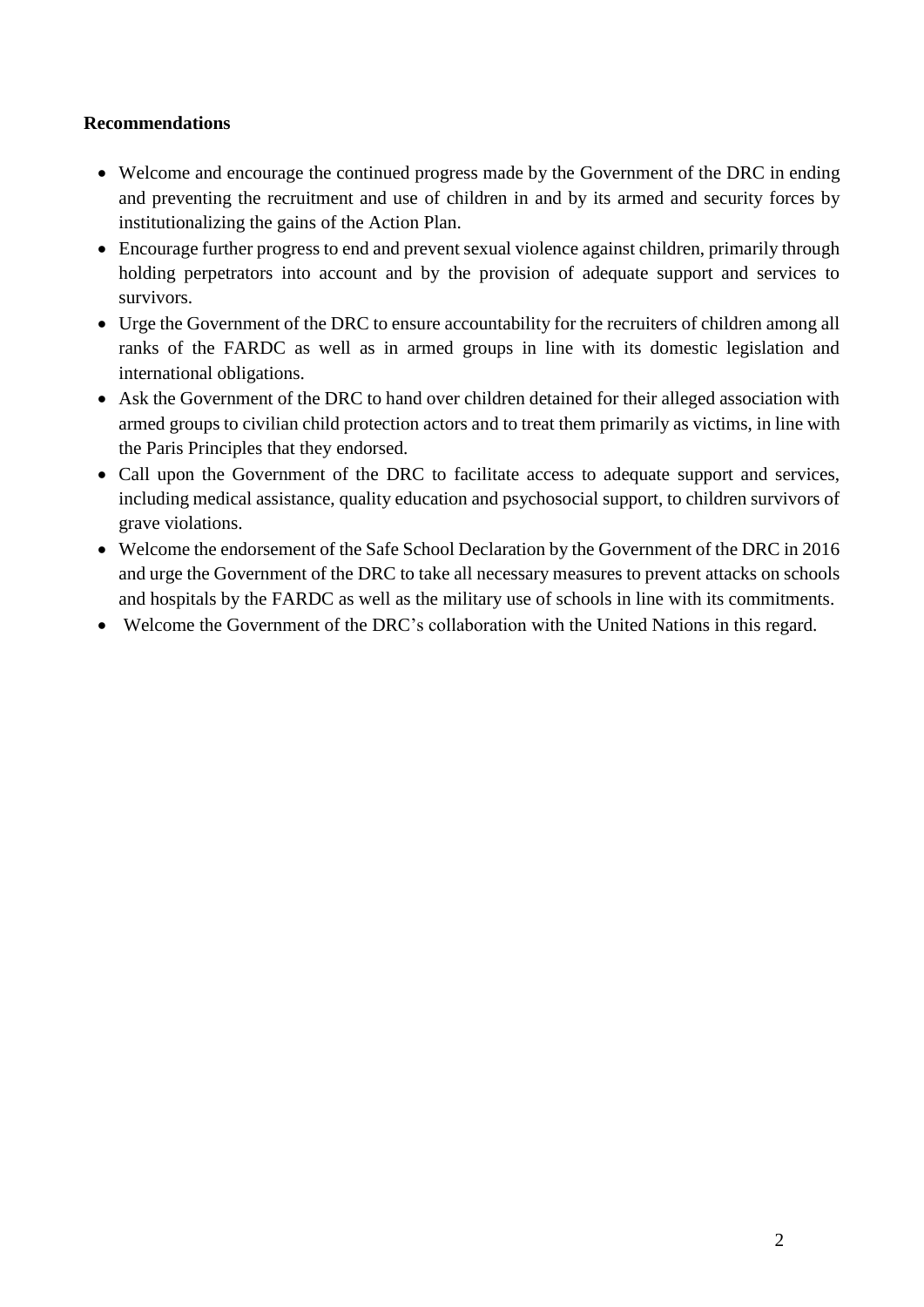**Recommendations**

- Welcome and encourage the continued progress made by the Government of the DRC in ending and preventing the recruitment and use of children in and by its armed and security forces by institutionalizing the gains of the Action Plan.
- Encourage further progress to end and prevent sexual violence against children, primarily through holding perpetrators into account and by the provision of adequate support and services to survivors.
- Urge the Government of the DRC to ensure accountability for the recruiters of children among all ranks of the FARDC as well as in armed groups in line with its domestic legislation and international obligations.
- Ask the Government of the DRC to hand over children detained for their alleged association with armed groups to civilian child protection actors and to treat them primarily as victims, in line with the Paris Principles that they endorsed.
- Call upon the Government of the DRC to facilitate access to adequate support and services, including medical assistance, quality education and psychosocial support, to children survivors of grave violations.
- Welcome the endorsement of the Safe School Declaration by the Government of the DRC in 2016 and urge the Government of the DRC to take all necessary measures to prevent attacks on schools and hospitals by the FARDC as well as the military use of schools in line with its commitments.
- Welcome the Government of the DRC's collaboration with the United Nations in this regard.